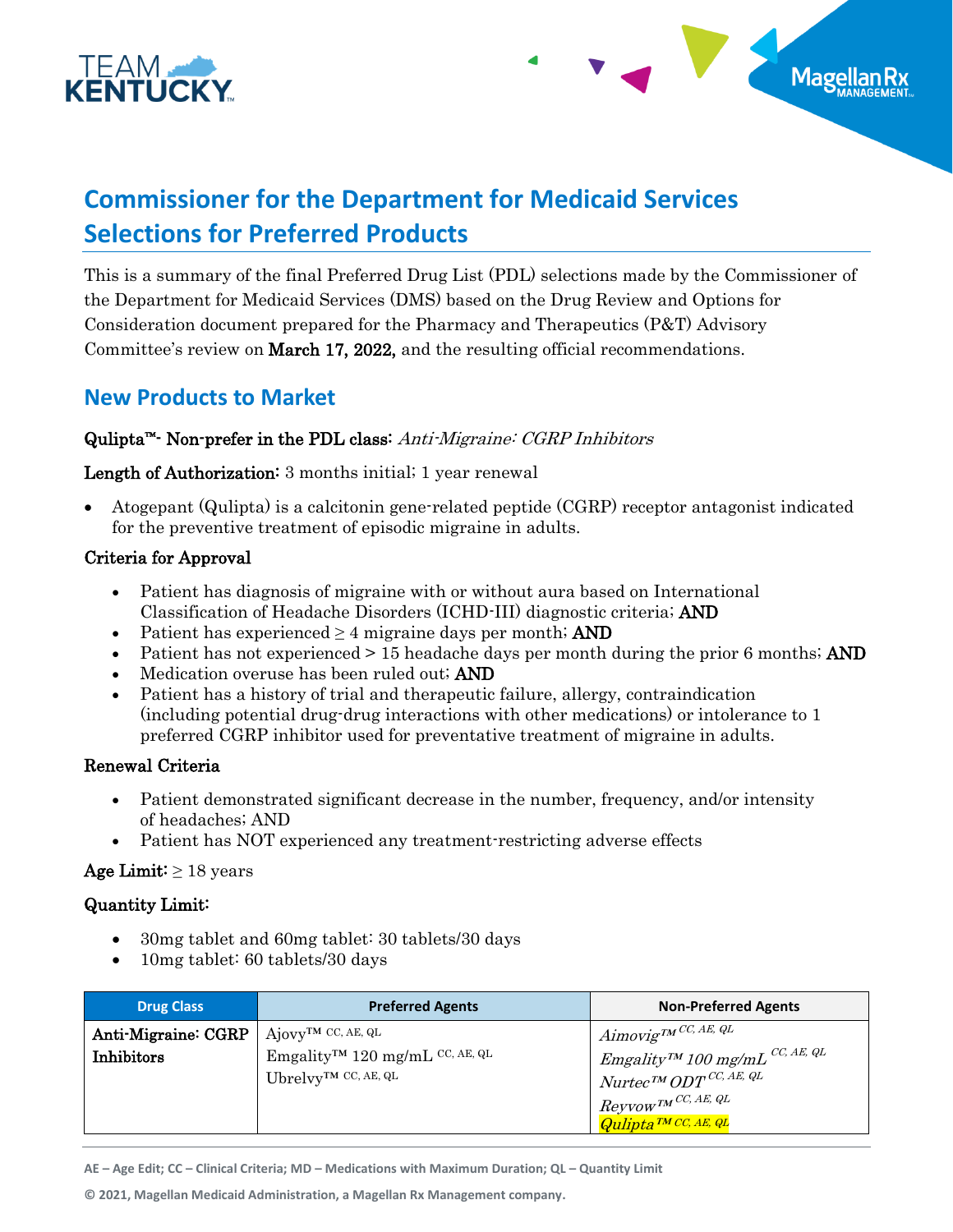# Commissioner for the Department for Medicaid Services Selections for Preferred Products

This is a summary of the final Preferred Drug List (PDL) selections made by the Commissioner of the Department for Medicaid Services (DMS) based on the Drug Review and Options for Consideration document prepared for the Pharmacy and Therapeutics (P&T) Advisory Committee's review on **March 17, 2022,** and the resulting official recommendations.

## New Products to Market

**Qulipta™- Non-prefer in the PDL class:** *Anti-Migraine: CGRP Inhibitors*

**Length of Authorization:** 3 months initial; 1 year renewal

- Atogepant (Qulipta) is a calcitonin gene-related peptide (CGRP) receptor antagonist indicated for the preventive treatment of episodic migraine in adults.

### Criteria for Approval

- Patient has diagnosis of migraine with or without aura based on International Classification of Headache Disorders (ICHD-III) diagnostic criteria; **AND**
- Patient has experienced ≥ 4 migraine days per month; **AND**
- Patient has not experienced > 15 headache days per month during the prior 6 months; **AND**
- Medication overuse has been ruled out; **AND**
- Patient has a history of trial and therapeutic failure, allergy, contraindication (including potential drug-drug interactions with other medications) or intolerance to 1 preferred CGRP inhibitor used for preventative treatment of migraine in adults.

### Renewal Criteria

- Patient demonstrated significant decrease in the number, frequency, and/or intensity of headaches; AND
- Patient has NOT experienced any treatment-restricting adverse effects

**Age Limit:** ≥ 18 years

**Quantity Limit:**

- 30mg tablet and 60mg tablet: 30 tablets/30 days
- 10mg tablet: 60 tablets/30 days

| Drug Class | Preferred Agents | Non-Preferred Agents |
|---|---|---|
| **Anti-Migraine: CGRP Inhibitors** | Ajovy™ CC, AE, QL<br>Emgality™ 120 mg/mL CC, AE, QL<br>Ubrelvy™ CC, AE, QL | *Aimovig™ CC, AE, QL*<br>*Emgality™ 100 mg/mL CC, AE, QL*<br>*Nurtec™ ODT CC, AE, QL*<br>*Reyvow™ CC, AE, QL*<br>*Qulipta™ CC, AE, QL* |

AE – Age Edit; CC – Clinical Criteria; MD – Medications with Maximum Duration; QL – Quantity Limit

© 2021, Magellan Medicaid Administration, a Magellan Rx Management company.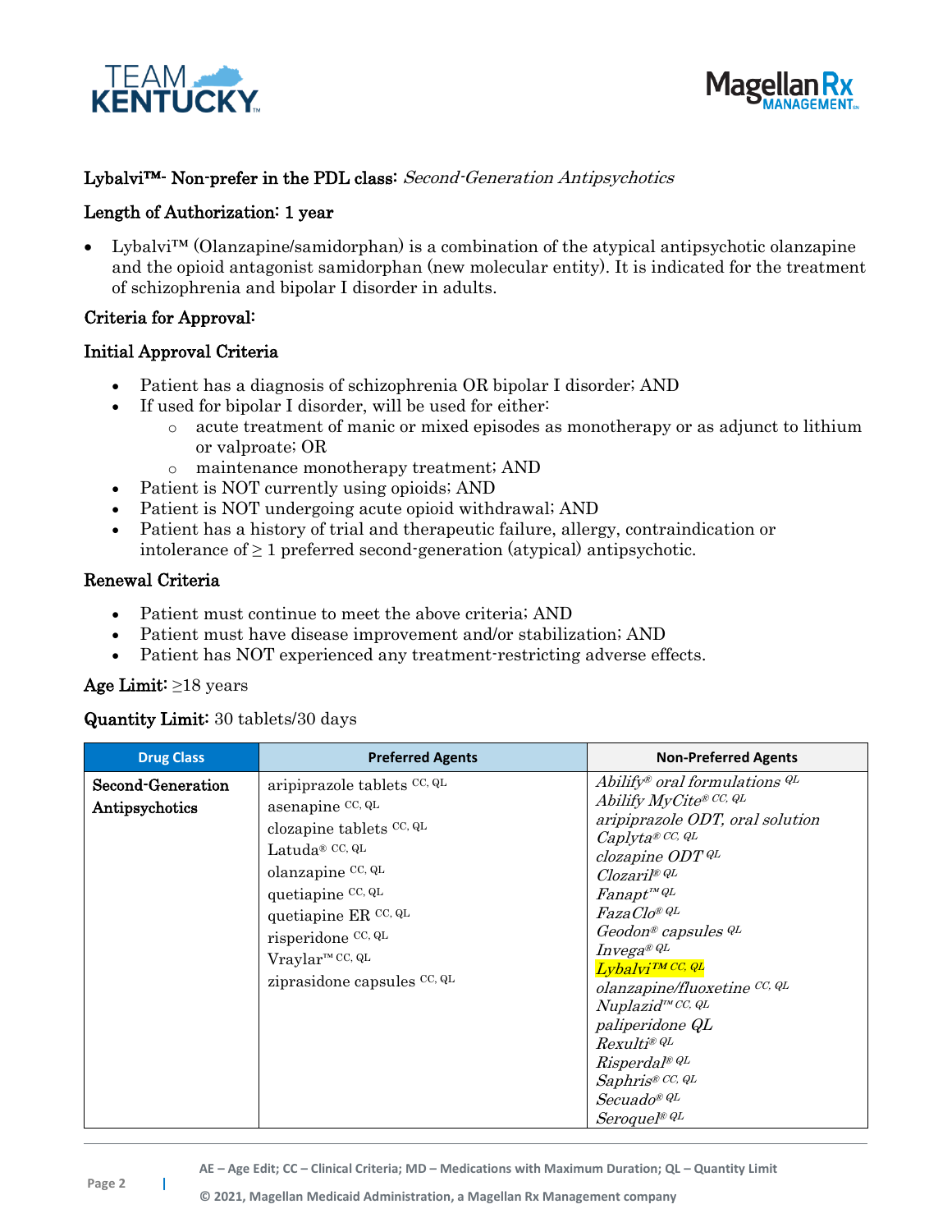## Lybalvi™- Non-prefer in the PDL class: *Second-Generation Antipsychotics*

**Length of Authorization:** 1 year

- Lybalvi™ (Olanzapine/samidorphan) is a combination of the atypical antipsychotic olanzapine and the opioid antagonist samidorphan (new molecular entity). It is indicated for the treatment of schizophrenia and bipolar I disorder in adults.

### Criteria for Approval:

### Initial Approval Criteria

- Patient has a diagnosis of schizophrenia OR bipolar I disorder; AND
- If used for bipolar I disorder, will be used for either:
  - acute treatment of manic or mixed episodes as monotherapy or as adjunct to lithium or valproate; OR
  - maintenance monotherapy treatment; AND
- Patient is NOT currently using opioids; AND
- Patient is NOT undergoing acute opioid withdrawal; AND
- Patient has a history of trial and therapeutic failure, allergy, contraindication or intolerance of ≥ 1 preferred second-generation (atypical) antipsychotic.

### Renewal Criteria

- Patient must continue to meet the above criteria; AND
- Patient must have disease improvement and/or stabilization; AND
- Patient has NOT experienced any treatment-restricting adverse effects.

**Age Limit:** ≥18 years

**Quantity Limit:** 30 tablets/30 days

| Drug Class | Preferred Agents | Non-Preferred Agents |
|---|---|---|
| Second-Generation Antipsychotics | aripiprazole tablets CC, QL<br>asenapine CC, QL<br>clozapine tablets CC, QL<br>Latuda® CC, QL<br>olanzapine CC, QL<br>quetiapine CC, QL<br>quetiapine ER CC, QL<br>risperidone CC, QL<br>Vraylar™ CC, QL<br>ziprasidone capsules CC, QL | *Abilify® oral formulations QL*<br>*Abilify MyCite® CC, QL*<br>*aripiprazole ODT, oral solution*<br>*Caplyta® CC, QL*<br>*clozapine ODT QL*<br>*Clozaril® QL*<br>*Fanapt™ QL*<br>*FazaClo® QL*<br>*Geodon® capsules QL*<br>*Invega® QL*<br>*Lybalvi™ CC, QL*<br>*olanzapine/fluoxetine CC, QL*<br>*Nuplazid™ CC, QL*<br>*paliperidone QL*<br>*Rexulti® QL*<br>*Risperdal® QL*<br>*Saphris® CC, QL*<br>*Secuado® QL*<br>*Seroquel® QL* |

AE – Age Edit; CC – Clinical Criteria; MD – Medications with Maximum Duration; QL – Quantity Limit

© 2021, Magellan Medicaid Administration, a Magellan Rx Management company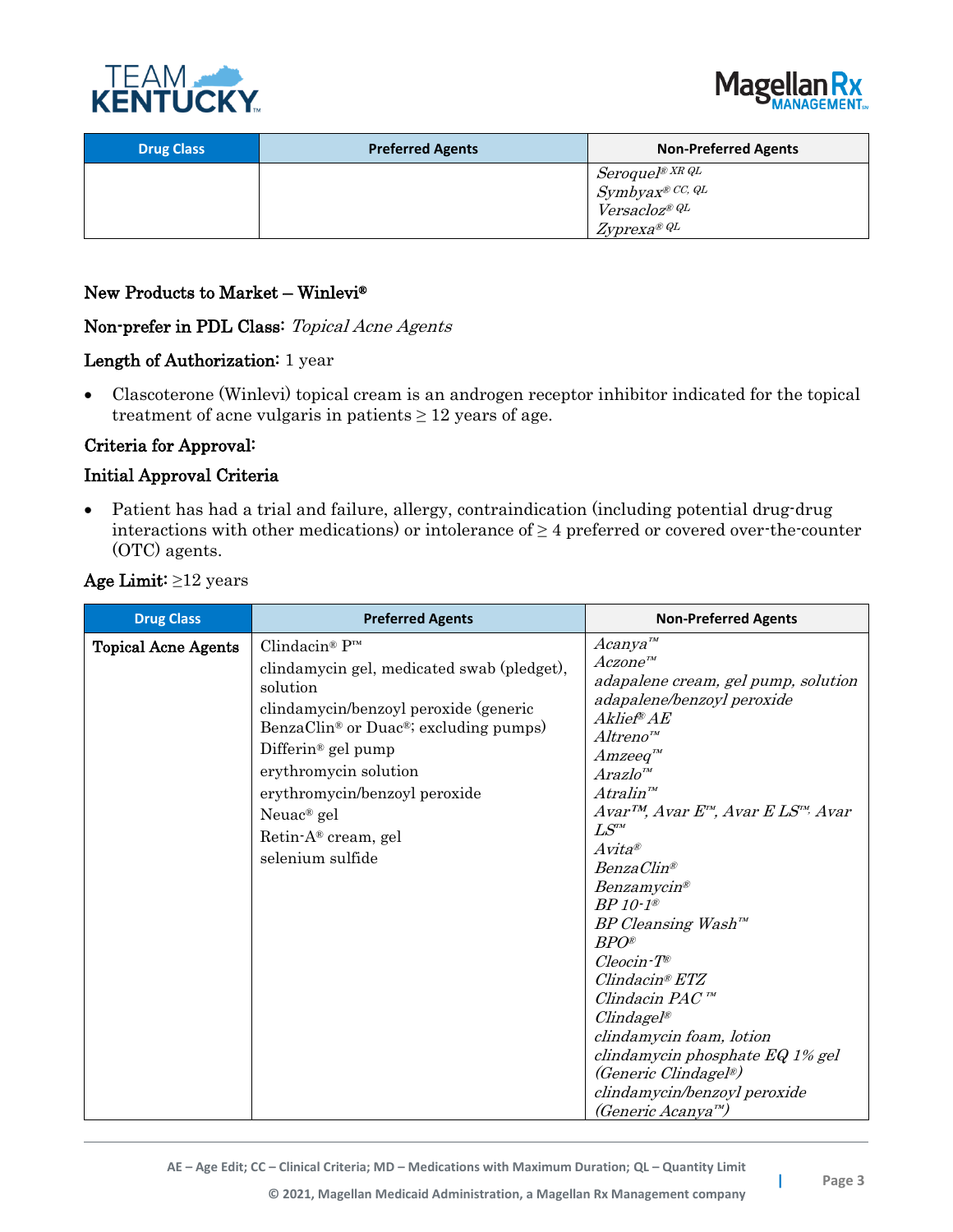| Drug Class | Preferred Agents | Non-Preferred Agents |
|---|---|---|
| | | *Seroquel® XR QL*<br>*Symbyax® CC, QL*<br>*Versacloz® QL*<br>*Zyprexa® QL* |

**New Products to Market – Winlevi®**

**Non-prefer in PDL Class:** *Topical Acne Agents*

**Length of Authorization:** 1 year

- Clascoterone (Winlevi) topical cream is an androgen receptor inhibitor indicated for the topical treatment of acne vulgaris in patients ≥ 12 years of age.

**Criteria for Approval:**

**Initial Approval Criteria**

- Patient has had a trial and failure, allergy, contraindication (including potential drug-drug interactions with other medications) or intolerance of ≥ 4 preferred or covered over-the-counter (OTC) agents.

**Age Limit:** ≥12 years

| Drug Class | Preferred Agents | Non-Preferred Agents |
|---|---|---|
| **Topical Acne Agents** | Clindacin® P™<br>clindamycin gel, medicated swab (pledget), solution<br>clindamycin/benzoyl peroxide (generic BenzaClin® or Duac®; excluding pumps)<br>Differin® gel pump<br>erythromycin solution<br>erythromycin/benzoyl peroxide<br>Neuac® gel<br>Retin-A® cream, gel<br>selenium sulfide | *Acanya™*<br>*Aczone™*<br>*adapalene cream, gel pump, solution*<br>*adapalene/benzoyl peroxide*<br>*Aklief® AE*<br>*Altreno™*<br>*Amzeeq™*<br>*Arazlo™*<br>*Atralin™*<br>*Avar™, Avar E™, Avar E LS™, Avar LS™*<br>*Avita®*<br>*BenzaClin®*<br>*Benzamycin®*<br>*BP 10-1®*<br>*BP Cleansing Wash™*<br>*BPO®*<br>*Cleocin-T®*<br>*Clindacin® ETZ*<br>*Clindacin PAC ™*<br>*Clindagel®*<br>*clindamycin foam, lotion*<br>*clindamycin phosphate EQ 1% gel (Generic Clindagel®)*<br>*clindamycin/benzoyl peroxide (Generic Acanya™)* |

AE – Age Edit; CC – Clinical Criteria; MD – Medications with Maximum Duration; QL – Quantity Limit

© 2021, Magellan Medicaid Administration, a Magellan Rx Management company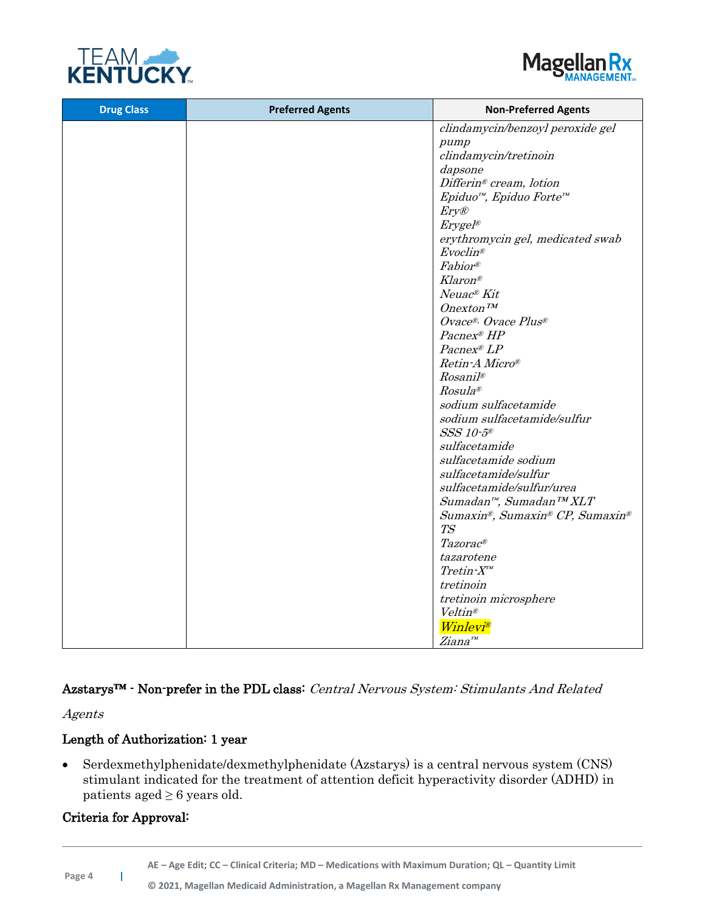| Drug Class | Preferred Agents | Non-Preferred Agents |
|---|---|---|
| | | *clindamycin/benzoyl peroxide gel pump*<br>*clindamycin/tretinoin*<br>*dapsone*<br>*Differin® cream, lotion*<br>*Epiduo™, Epiduo Forte™*<br>*Ery®*<br>*Erygel®*<br>*erythromycin gel, medicated swab*<br>*Evoclin®*<br>*Fabior®*<br>*Klaron®*<br>*Neuac® Kit*<br>*Onexton™*<br>*Ovace®, Ovace Plus®*<br>*Pacnex® HP*<br>*Pacnex® LP*<br>*Retin-A Micro®*<br>*Rosanil®*<br>*Rosula®*<br>*sodium sulfacetamide*<br>*sodium sulfacetamide/sulfur*<br>*SSS 10-5®*<br>*sulfacetamide*<br>*sulfacetamide sodium*<br>*sulfacetamide/sulfur*<br>*sulfacetamide/sulfur/urea*<br>*Sumadan™, Sumadan™ XLT*<br>*Sumaxin®, Sumaxin® CP, Sumaxin® TS*<br>*Tazorac®*<br>*tazarotene*<br>*Tretin-X™*<br>*tretinoin*<br>*tretinoin microsphere*<br>*Veltin®*<br>*Winlevi®*<br>*Ziana™* |

Azstarys™ - Non-prefer in the PDL class: *Central Nervous System: Stimulants And Related Agents*

**Length of Authorization: 1 year**

- Serdexmethylphenidate/dexmethylphenidate (Azstarys) is a central nervous system (CNS) stimulant indicated for the treatment of attention deficit hyperactivity disorder (ADHD) in patients aged ≥ 6 years old.

**Criteria for Approval:**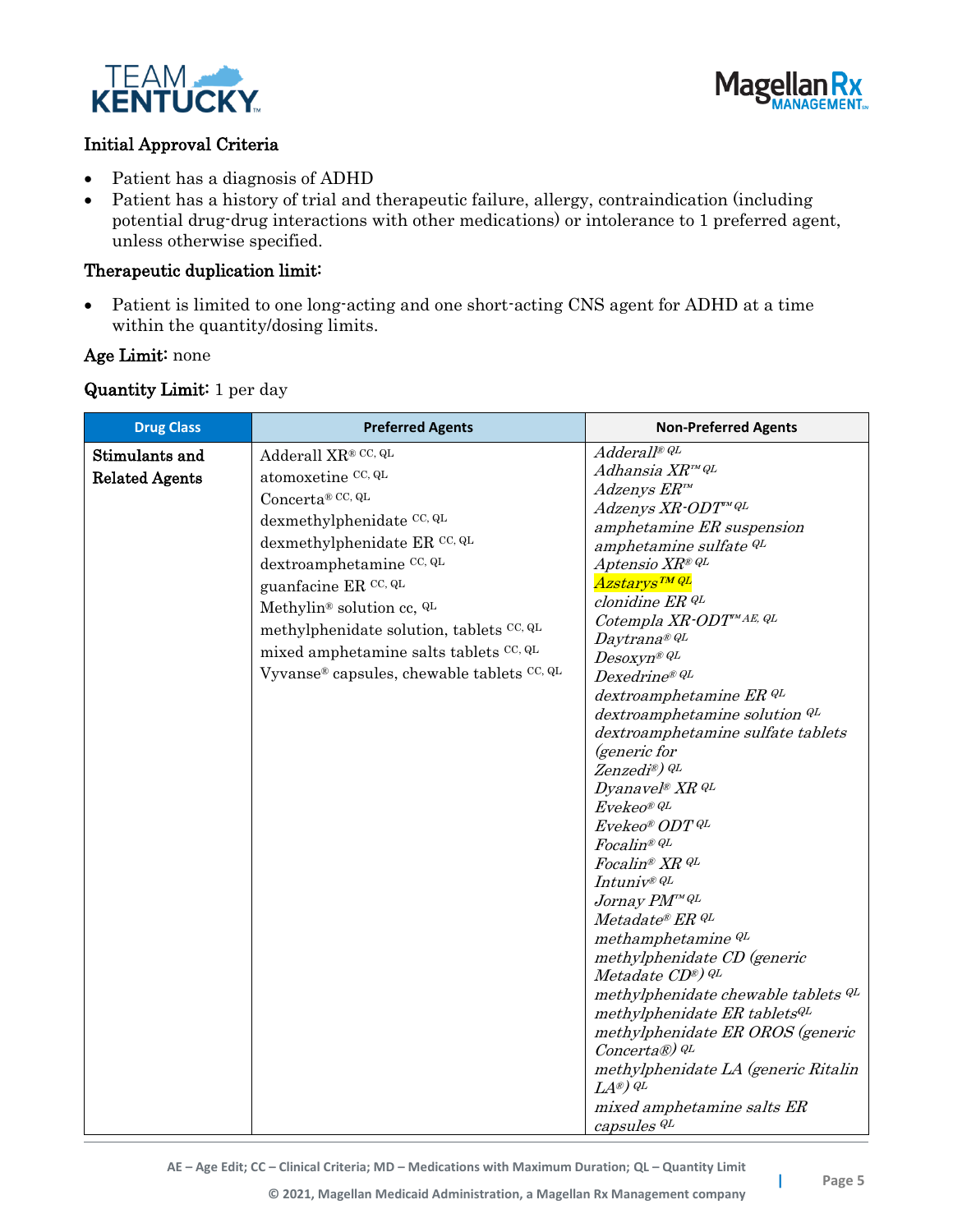### Initial Approval Criteria

- Patient has a diagnosis of ADHD
- Patient has a history of trial and therapeutic failure, allergy, contraindication (including potential drug-drug interactions with other medications) or intolerance to 1 preferred agent, unless otherwise specified.

### Therapeutic duplication limit:

- Patient is limited to one long-acting and one short-acting CNS agent for ADHD at a time within the quantity/dosing limits.

**Age Limit:** none

**Quantity Limit:** 1 per day

| Drug Class | Preferred Agents | Non-Preferred Agents |
|---|---|---|
| Stimulants and Related Agents | Adderall XR® CC, QL<br>atomoxetine CC, QL<br>Concerta® CC, QL<br>dexmethylphenidate CC, QL<br>dexmethylphenidate ER CC, QL<br>dextroamphetamine CC, QL<br>guanfacine ER CC, QL<br>Methylin® solution cc, QL<br>methylphenidate solution, tablets CC, QL<br>mixed amphetamine salts tablets CC, QL<br>Vyvanse® capsules, chewable tablets CC, QL | *Adderall® QL*<br>*Adhansia XR™ QL*<br>*Adzenys ER™*<br>*Adzenys XR-ODT™ QL*<br>*amphetamine ER suspension*<br>*amphetamine sulfate QL*<br>*Aptensio XR® QL*<br>*Azstarys™ QL*<br>*clonidine ER QL*<br>*Cotempla XR-ODT™ AE, QL*<br>*Daytrana® QL*<br>*Desoxyn® QL*<br>*Dexedrine® QL*<br>*dextroamphetamine ER QL*<br>*dextroamphetamine solution QL*<br>*dextroamphetamine sulfate tablets (generic for Zenzedi®) QL*<br>*Dyanavel® XR QL*<br>*Evekeo® QL*<br>*Evekeo® ODT QL*<br>*Focalin® QL*<br>*Focalin® XR QL*<br>*Intuniv® QL*<br>*Jornay PM™ QL*<br>*Metadate® ER QL*<br>*methamphetamine QL*<br>*methylphenidate CD (generic Metadate CD®) QL*<br>*methylphenidate chewable tablets QL*<br>*methylphenidate ER tablets QL*<br>*methylphenidate ER OROS (generic Concerta®) QL*<br>*methylphenidate LA (generic Ritalin LA®) QL*<br>*mixed amphetamine salts ER capsules QL* |

AE – Age Edit; CC – Clinical Criteria; MD – Medications with Maximum Duration; QL – Quantity Limit

© 2021, Magellan Medicaid Administration, a Magellan Rx Management company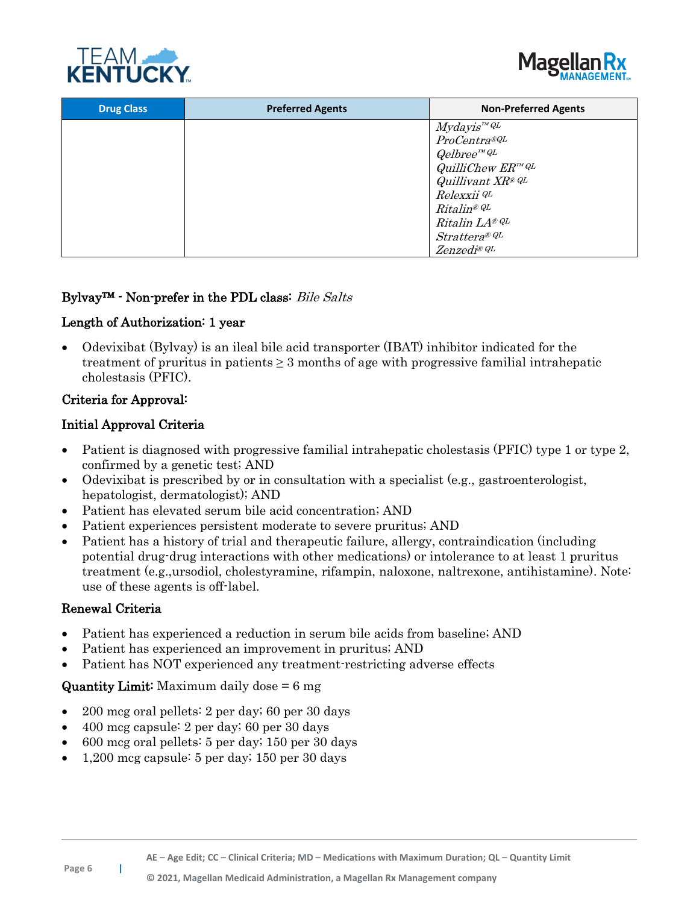| Drug Class | Preferred Agents | Non-Preferred Agents |
|---|---|---|
| | | *Mydayis™ QL*<br>*ProCentra® QL*<br>*Qelbree™ QL*<br>*QuilliChew ER™ QL*<br>*Quillivant XR® QL*<br>*Relexxii QL*<br>*Ritalin® QL*<br>*Ritalin LA® QL*<br>*Strattera® QL*<br>*Zenzedi® QL* |

## Bylvay™ - Non-prefer in the PDL class: *Bile Salts*

### Length of Authorization: 1 year

- Odevixibat (Bylvay) is an ileal bile acid transporter (IBAT) inhibitor indicated for the treatment of pruritus in patients ≥ 3 months of age with progressive familial intrahepatic cholestasis (PFIC).

### Criteria for Approval:

### Initial Approval Criteria

- Patient is diagnosed with progressive familial intrahepatic cholestasis (PFIC) type 1 or type 2, confirmed by a genetic test; AND
- Odevixibat is prescribed by or in consultation with a specialist (e.g., gastroenterologist, hepatologist, dermatologist); AND
- Patient has elevated serum bile acid concentration; AND
- Patient experiences persistent moderate to severe pruritus; AND
- Patient has a history of trial and therapeutic failure, allergy, contraindication (including potential drug-drug interactions with other medications) or intolerance to at least 1 pruritus treatment (e.g.,ursodiol, cholestyramine, rifampin, naloxone, naltrexone, antihistamine). Note: use of these agents is off-label.

### Renewal Criteria

- Patient has experienced a reduction in serum bile acids from baseline; AND
- Patient has experienced an improvement in pruritus; AND
- Patient has NOT experienced any treatment-restricting adverse effects

**Quantity Limit:** Maximum daily dose = 6 mg

- 200 mcg oral pellets: 2 per day; 60 per 30 days
- 400 mcg capsule: 2 per day; 60 per 30 days
- 600 mcg oral pellets: 5 per day; 150 per 30 days
- 1,200 mcg capsule: 5 per day; 150 per 30 days

AE – Age Edit; CC – Clinical Criteria; MD – Medications with Maximum Duration; QL – Quantity Limit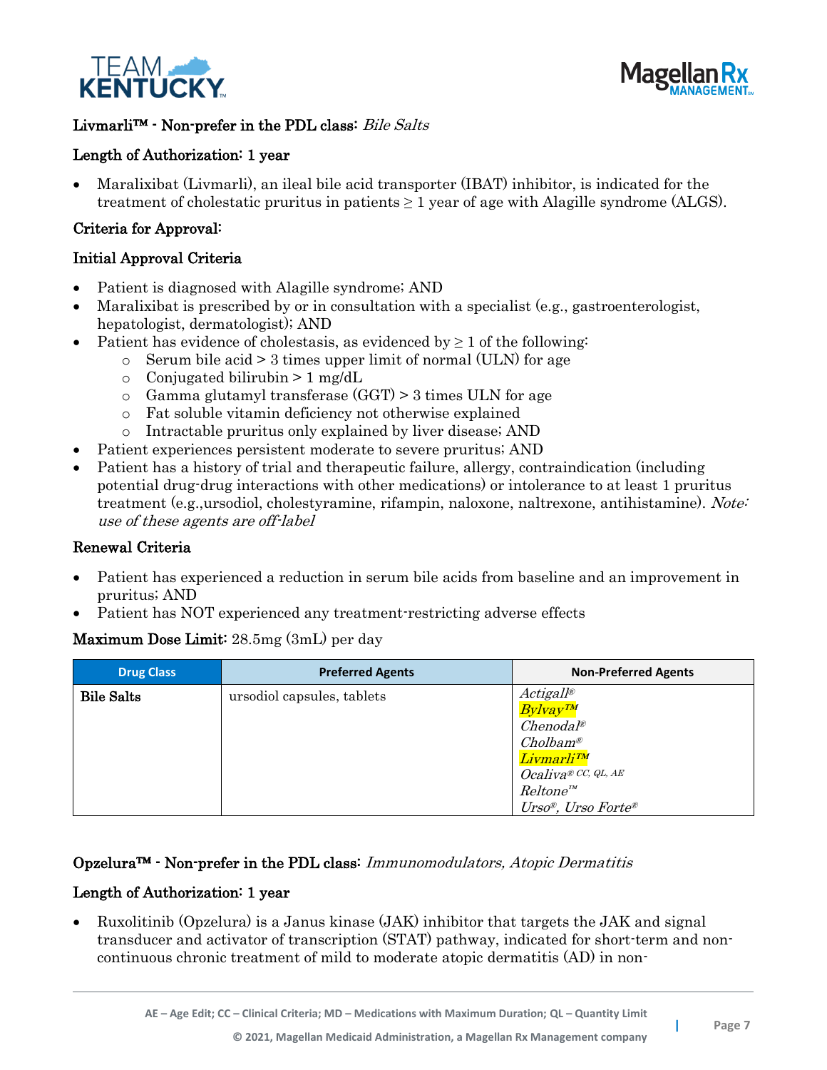**Livmarli™ - Non-prefer in the PDL class:** *Bile Salts*

**Length of Authorization:** 1 year

- Maralixibat (Livmarli), an ileal bile acid transporter (IBAT) inhibitor, is indicated for the treatment of cholestatic pruritus in patients ≥ 1 year of age with Alagille syndrome (ALGS).

**Criteria for Approval:**

**Initial Approval Criteria**

- Patient is diagnosed with Alagille syndrome; AND
- Maralixibat is prescribed by or in consultation with a specialist (e.g., gastroenterologist, hepatologist, dermatologist); AND
- Patient has evidence of cholestasis, as evidenced by ≥ 1 of the following:
  - Serum bile acid > 3 times upper limit of normal (ULN) for age
  - Conjugated bilirubin > 1 mg/dL
  - Gamma glutamyl transferase (GGT) > 3 times ULN for age
  - Fat soluble vitamin deficiency not otherwise explained
  - Intractable pruritus only explained by liver disease; AND
- Patient experiences persistent moderate to severe pruritus; AND
- Patient has a history of trial and therapeutic failure, allergy, contraindication (including potential drug-drug interactions with other medications) or intolerance to at least 1 pruritus treatment (e.g.,ursodiol, cholestyramine, rifampin, naloxone, naltrexone, antihistamine). *Note: use of these agents are off-label*

**Renewal Criteria**

- Patient has experienced a reduction in serum bile acids from baseline and an improvement in pruritus; AND
- Patient has NOT experienced any treatment-restricting adverse effects

**Maximum Dose Limit:** 28.5mg (3mL) per day

| Drug Class | Preferred Agents | Non-Preferred Agents |
|---|---|---|
| **Bile Salts** | ursodiol capsules, tablets | *Actigall®*<br>*Bylvay™*<br>*Chenodal®*<br>*Cholbam®*<br>*Livmarli™*<br>*Ocaliva® CC, QL, AE*<br>*Reltone™*<br>*Urso®, Urso Forte®* |

**Opzelura™ - Non-prefer in the PDL class:** *Immunomodulators, Atopic Dermatitis*

**Length of Authorization:** 1 year

- Ruxolitinib (Opzelura) is a Janus kinase (JAK) inhibitor that targets the JAK and signal transducer and activator of transcription (STAT) pathway, indicated for short-term and non-continuous chronic treatment of mild to moderate atopic dermatitis (AD) in non-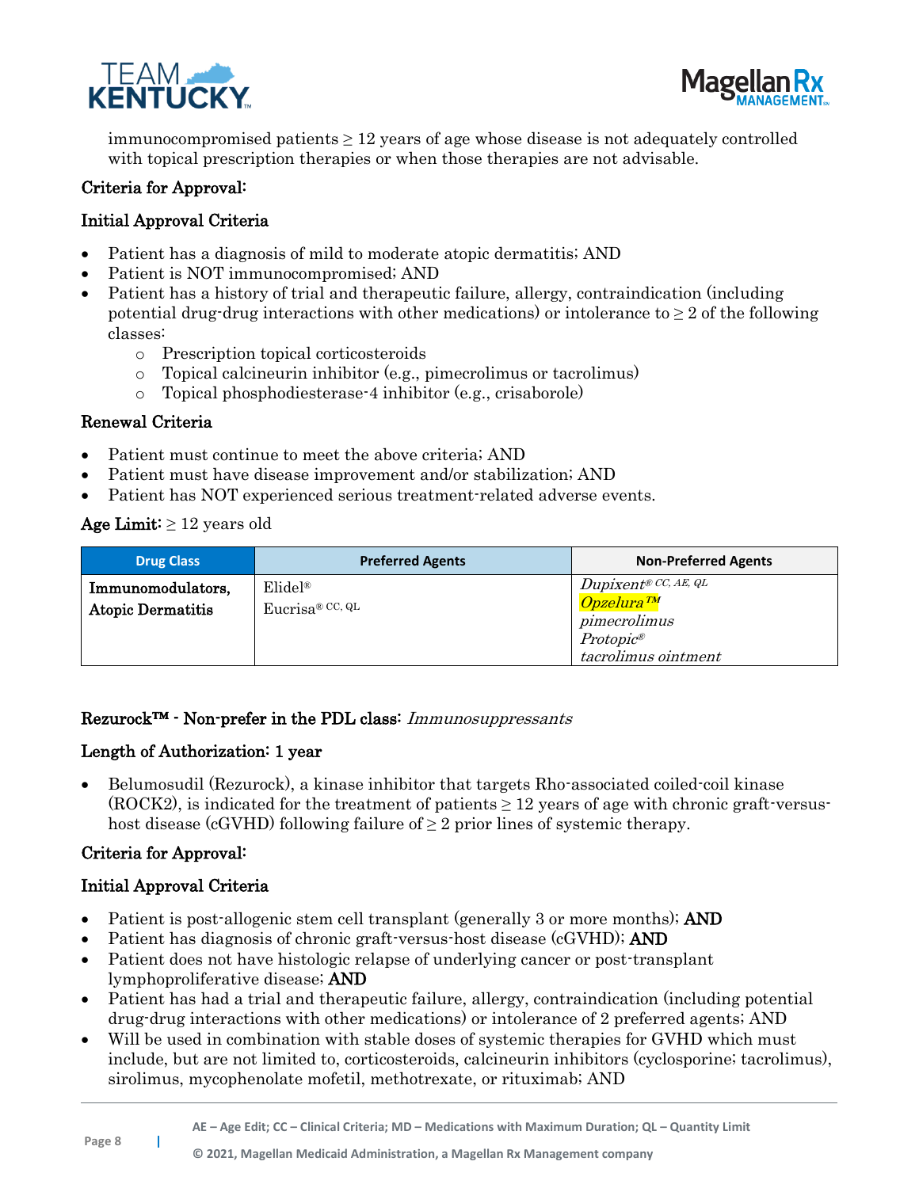immunocompromised patients ≥ 12 years of age whose disease is not adequately controlled with topical prescription therapies or when those therapies are not advisable.

### Criteria for Approval:

### Initial Approval Criteria

- Patient has a diagnosis of mild to moderate atopic dermatitis; AND
- Patient is NOT immunocompromised; AND
- Patient has a history of trial and therapeutic failure, allergy, contraindication (including potential drug-drug interactions with other medications) or intolerance to ≥ 2 of the following classes:
    - Prescription topical corticosteroids
    - Topical calcineurin inhibitor (e.g., pimecrolimus or tacrolimus)
    - Topical phosphodiesterase-4 inhibitor (e.g., crisaborole)

### Renewal Criteria

- Patient must continue to meet the above criteria; AND
- Patient must have disease improvement and/or stabilization; AND
- Patient has NOT experienced serious treatment-related adverse events.

**Age Limit:** ≥ 12 years old

| Drug Class | Preferred Agents | Non-Preferred Agents |
|---|---|---|
| Immunomodulators, Atopic Dermatitis | Elidel®<br>Eucrisa® CC, QL | *Dupixent® CC, AE, QL*<br>*Opzelura™*<br>*pimecrolimus*<br>*Protopic®*<br>*tacrolimus ointment* |

## Rezurock™ - Non-prefer in the PDL class: *Immunosuppressants*

### Length of Authorization: 1 year

- Belumosudil (Rezurock), a kinase inhibitor that targets Rho-associated coiled-coil kinase (ROCK2), is indicated for the treatment of patients ≥ 12 years of age with chronic graft-versus-host disease (cGVHD) following failure of ≥ 2 prior lines of systemic therapy.

### Criteria for Approval:

### Initial Approval Criteria

- Patient is post-allogenic stem cell transplant (generally 3 or more months); **AND**
- Patient has diagnosis of chronic graft-versus-host disease (cGVHD); **AND**
- Patient does not have histologic relapse of underlying cancer or post-transplant lymphoproliferative disease; **AND**
- Patient has had a trial and therapeutic failure, allergy, contraindication (including potential drug-drug interactions with other medications) or intolerance of 2 preferred agents; AND
- Will be used in combination with stable doses of systemic therapies for GVHD which must include, but are not limited to, corticosteroids, calcineurin inhibitors (cyclosporine; tacrolimus), sirolimus, mycophenolate mofetil, methotrexate, or rituximab; AND

AE – Age Edit; CC – Clinical Criteria; MD – Medications with Maximum Duration; QL – Quantity Limit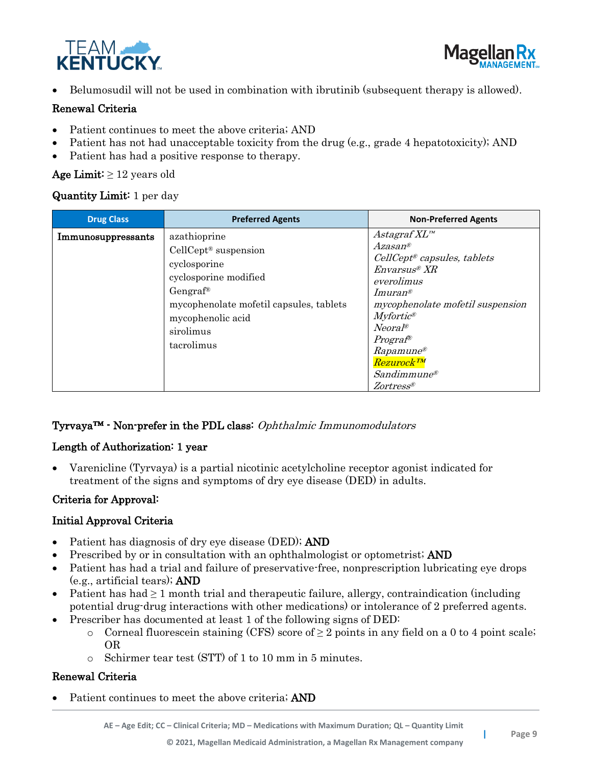- Belumosudil will not be used in combination with ibrutinib (subsequent therapy is allowed).

### Renewal Criteria

- Patient continues to meet the above criteria; AND
- Patient has not had unacceptable toxicity from the drug (e.g., grade 4 hepatotoxicity); AND
- Patient has had a positive response to therapy.

**Age Limit:** ≥ 12 years old

**Quantity Limit:** 1 per day

| Drug Class | Preferred Agents | Non-Preferred Agents |
|---|---|---|
| **Immunosuppressants** | azathioprine<br>CellCept® suspension<br>cyclosporine<br>cyclosporine modified<br>Gengraf®<br>mycophenolate mofetil capsules, tablets<br>mycophenolic acid<br>sirolimus<br>tacrolimus | *Astagraf XL™*<br>*Azasan®*<br>*CellCept® capsules, tablets*<br>*Envarsus® XR*<br>*everolimus*<br>*Imuran®*<br>*mycophenolate mofetil suspension*<br>*Myfortic®*<br>*Neoral®*<br>*Prograf®*<br>*Rapamune®*<br>*Rezurock™*<br>*Sandimmune®*<br>*Zortress®* |

## Tyrvaya™ - Non-prefer in the PDL class: *Ophthalmic Immunomodulators*

**Length of Authorization: 1 year**

- Varenicline (Tyrvaya) is a partial nicotinic acetylcholine receptor agonist indicated for treatment of the signs and symptoms of dry eye disease (DED) in adults.

### Criteria for Approval:

### Initial Approval Criteria

- Patient has diagnosis of dry eye disease (DED); **AND**
- Prescribed by or in consultation with an ophthalmologist or optometrist; **AND**
- Patient has had a trial and failure of preservative-free, nonprescription lubricating eye drops (e.g., artificial tears); **AND**
- Patient has had ≥ 1 month trial and therapeutic failure, allergy, contraindication (including potential drug-drug interactions with other medications) or intolerance of 2 preferred agents.
- Prescriber has documented at least 1 of the following signs of DED:
  - Corneal fluorescein staining (CFS) score of ≥ 2 points in any field on a 0 to 4 point scale; OR
  - Schirmer tear test (STT) of 1 to 10 mm in 5 minutes.

### Renewal Criteria

- Patient continues to meet the above criteria; **AND**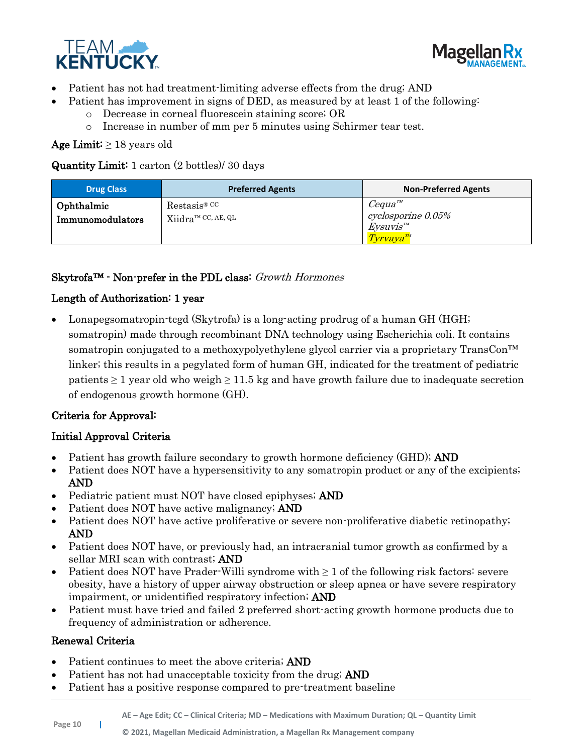- Patient has not had treatment-limiting adverse effects from the drug; AND
- Patient has improvement in signs of DED, as measured by at least 1 of the following:
    - Decrease in corneal fluorescein staining score; OR
    - Increase in number of mm per 5 minutes using Schirmer tear test.

**Age Limit:** ≥ 18 years old

**Quantity Limit:** 1 carton (2 bottles)/ 30 days

| Drug Class | Preferred Agents | Non-Preferred Agents |
|---|---|---|
| **Ophthalmic Immunomodulators** | Restasis® CC<br>Xiidra™ CC, AE, QL | *Cequa™*<br>*cyclosporine 0.05%*<br>*Eysuvis™*<br>*Tyrvaya™* |

**Skytrofa™ - Non-prefer in the PDL class:** *Growth Hormones*

**Length of Authorization: 1 year**

- Lonapegsomatropin-tcgd (Skytrofa) is a long-acting prodrug of a human GH (HGH; somatropin) made through recombinant DNA technology using Escherichia coli. It contains somatropin conjugated to a methoxypolyethylene glycol carrier via a proprietary TransCon™ linker; this results in a pegylated form of human GH, indicated for the treatment of pediatric patients ≥ 1 year old who weigh ≥ 11.5 kg and have growth failure due to inadequate secretion of endogenous growth hormone (GH).

**Criteria for Approval:**

**Initial Approval Criteria**

- Patient has growth failure secondary to growth hormone deficiency (GHD); **AND**
- Patient does NOT have a hypersensitivity to any somatropin product or any of the excipients; **AND**
- Pediatric patient must NOT have closed epiphyses; **AND**
- Patient does NOT have active malignancy; **AND**
- Patient does NOT have active proliferative or severe non-proliferative diabetic retinopathy; **AND**
- Patient does NOT have, or previously had, an intracranial tumor growth as confirmed by a sellar MRI scan with contrast; **AND**
- Patient does NOT have Prader-Willi syndrome with ≥ 1 of the following risk factors: severe obesity, have a history of upper airway obstruction or sleep apnea or have severe respiratory impairment, or unidentified respiratory infection; **AND**
- Patient must have tried and failed 2 preferred short-acting growth hormone products due to frequency of administration or adherence.

**Renewal Criteria**

- Patient continues to meet the above criteria; **AND**
- Patient has not had unacceptable toxicity from the drug; **AND**
- Patient has a positive response compared to pre-treatment baseline

AE – Age Edit; CC – Clinical Criteria; MD – Medications with Maximum Duration; QL – Quantity Limit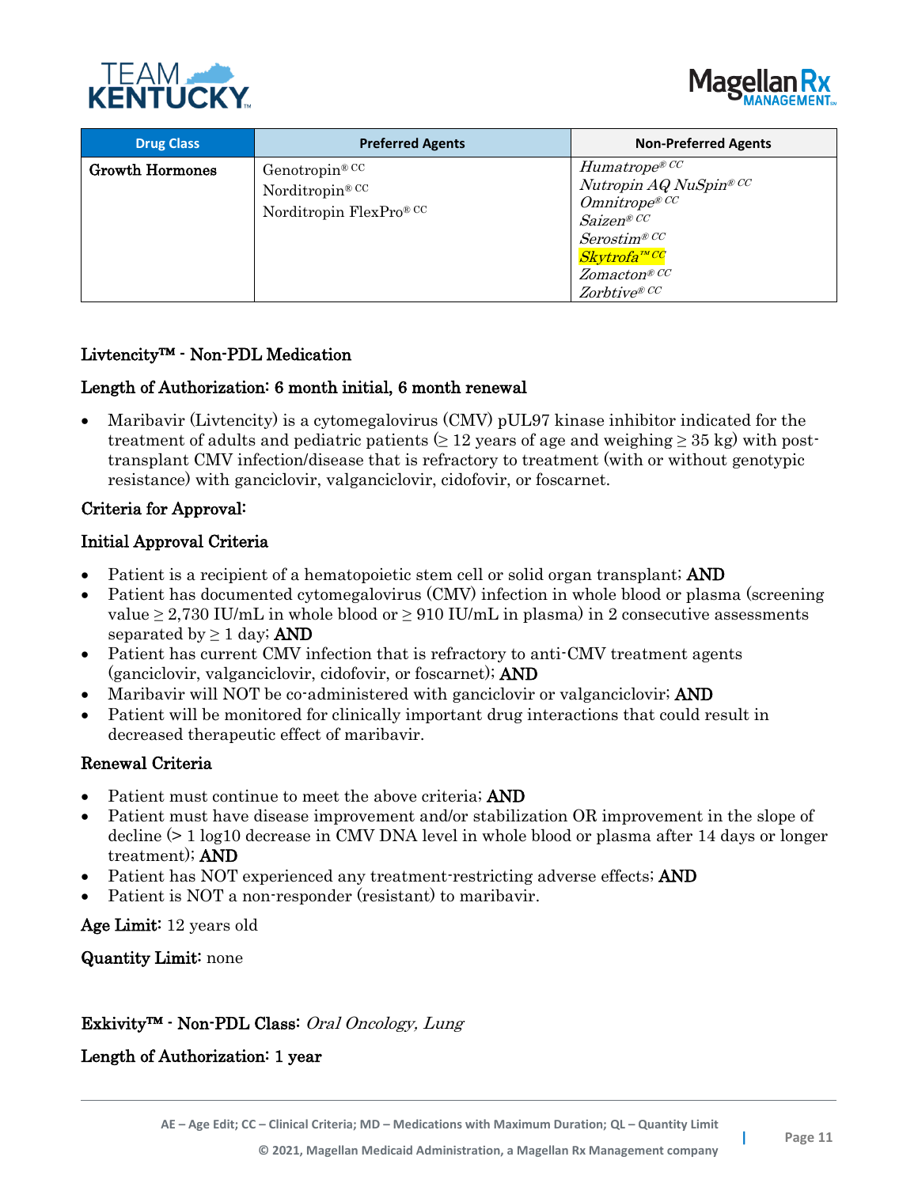| Drug Class | Preferred Agents | Non-Preferred Agents |
|---|---|---|
| **Growth Hormones** | Genotropin® CC<br>Norditropin® CC<br>Norditropin FlexPro® CC | *Humatrope® CC*<br>*Nutropin AQ NuSpin® CC*<br>*Omnitrope® CC*<br>*Saizen® CC*<br>*Serostim® CC*<br>*Skytrofa™ CC*<br>*Zomacton® CC*<br>*Zorbtive® CC* |

**Livtencity™ - Non-PDL Medication**

**Length of Authorization: 6 month initial, 6 month renewal**

- Maribavir (Livtencity) is a cytomegalovirus (CMV) pUL97 kinase inhibitor indicated for the treatment of adults and pediatric patients (≥ 12 years of age and weighing ≥ 35 kg) with post-transplant CMV infection/disease that is refractory to treatment (with or without genotypic resistance) with ganciclovir, valganciclovir, cidofovir, or foscarnet.

**Criteria for Approval:**

**Initial Approval Criteria**

- Patient is a recipient of a hematopoietic stem cell or solid organ transplant; **AND**
- Patient has documented cytomegalovirus (CMV) infection in whole blood or plasma (screening value ≥ 2,730 IU/mL in whole blood or ≥ 910 IU/mL in plasma) in 2 consecutive assessments separated by ≥ 1 day; **AND**
- Patient has current CMV infection that is refractory to anti-CMV treatment agents (ganciclovir, valganciclovir, cidofovir, or foscarnet); **AND**
- Maribavir will NOT be co-administered with ganciclovir or valganciclovir; **AND**
- Patient will be monitored for clinically important drug interactions that could result in decreased therapeutic effect of maribavir.

**Renewal Criteria**

- Patient must continue to meet the above criteria; **AND**
- Patient must have disease improvement and/or stabilization OR improvement in the slope of decline (> 1 log10 decrease in CMV DNA level in whole blood or plasma after 14 days or longer treatment); **AND**
- Patient has NOT experienced any treatment-restricting adverse effects; **AND**
- Patient is NOT a non-responder (resistant) to maribavir.

**Age Limit:** 12 years old

**Quantity Limit:** none

**Exkivity™ - Non-PDL Class:** *Oral Oncology, Lung*

**Length of Authorization: 1 year**

AE – Age Edit; CC – Clinical Criteria; MD – Medications with Maximum Duration; QL – Quantity Limit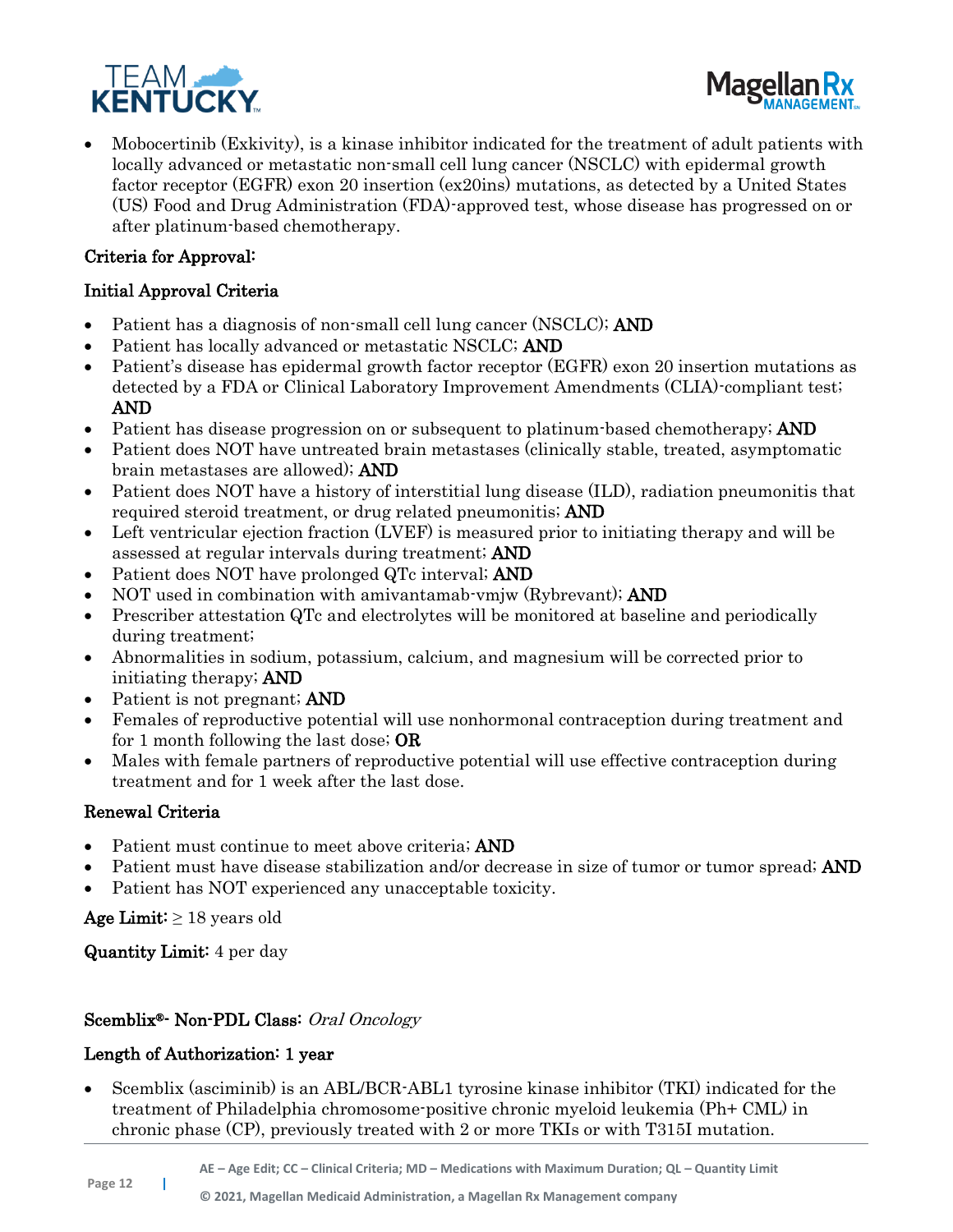- Mobocertinib (Exkivity), is a kinase inhibitor indicated for the treatment of adult patients with locally advanced or metastatic non-small cell lung cancer (NSCLC) with epidermal growth factor receptor (EGFR) exon 20 insertion (ex20ins) mutations, as detected by a United States (US) Food and Drug Administration (FDA)-approved test, whose disease has progressed on or after platinum-based chemotherapy.

**Criteria for Approval:**

**Initial Approval Criteria**

- Patient has a diagnosis of non-small cell lung cancer (NSCLC); **AND**
- Patient has locally advanced or metastatic NSCLC; **AND**
- Patient's disease has epidermal growth factor receptor (EGFR) exon 20 insertion mutations as detected by a FDA or Clinical Laboratory Improvement Amendments (CLIA)-compliant test; **AND**
- Patient has disease progression on or subsequent to platinum-based chemotherapy; **AND**
- Patient does NOT have untreated brain metastases (clinically stable, treated, asymptomatic brain metastases are allowed); **AND**
- Patient does NOT have a history of interstitial lung disease (ILD), radiation pneumonitis that required steroid treatment, or drug related pneumonitis; **AND**
- Left ventricular ejection fraction (LVEF) is measured prior to initiating therapy and will be assessed at regular intervals during treatment; **AND**
- Patient does NOT have prolonged QTc interval; **AND**
- NOT used in combination with amivantamab-vmjw (Rybrevant); **AND**
- Prescriber attestation QTc and electrolytes will be monitored at baseline and periodically during treatment;
- Abnormalities in sodium, potassium, calcium, and magnesium will be corrected prior to initiating therapy; **AND**
- Patient is not pregnant; **AND**
- Females of reproductive potential will use nonhormonal contraception during treatment and for 1 month following the last dose; **OR**
- Males with female partners of reproductive potential will use effective contraception during treatment and for 1 week after the last dose.

**Renewal Criteria**

- Patient must continue to meet above criteria; **AND**
- Patient must have disease stabilization and/or decrease in size of tumor or tumor spread; **AND**
- Patient has NOT experienced any unacceptable toxicity.

**Age Limit:** ≥ 18 years old

**Quantity Limit:** 4 per day

**Scemblix®- Non-PDL Class:** *Oral Oncology*

**Length of Authorization: 1 year**

- Scemblix (asciminib) is an ABL/BCR-ABL1 tyrosine kinase inhibitor (TKI) indicated for the treatment of Philadelphia chromosome-positive chronic myeloid leukemia (Ph+ CML) in chronic phase (CP), previously treated with 2 or more TKIs or with T315I mutation.

AE – Age Edit; CC – Clinical Criteria; MD – Medications with Maximum Duration; QL – Quantity Limit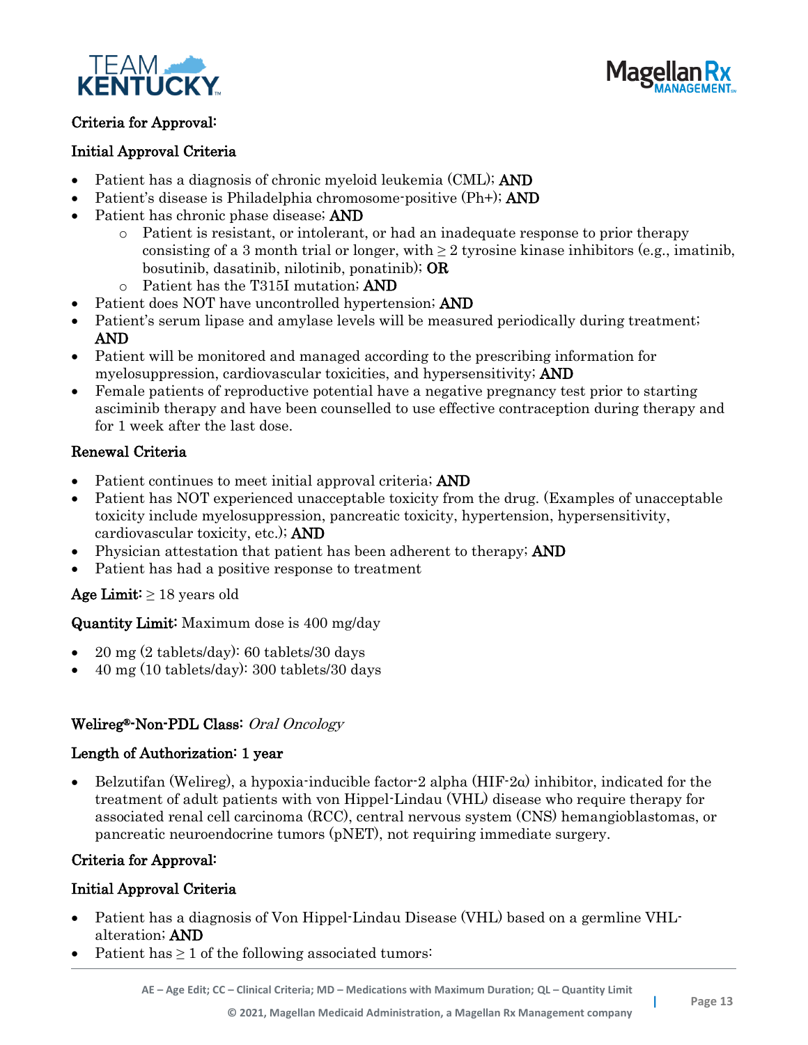**Criteria for Approval:**

**Initial Approval Criteria**

- Patient has a diagnosis of chronic myeloid leukemia (CML); **AND**
- Patient's disease is Philadelphia chromosome-positive (Ph+); **AND**
- Patient has chronic phase disease; **AND**
  - Patient is resistant, or intolerant, or had an inadequate response to prior therapy consisting of a 3 month trial or longer, with ≥ 2 tyrosine kinase inhibitors (e.g., imatinib, bosutinib, dasatinib, nilotinib, ponatinib); **OR**
  - Patient has the T315I mutation; **AND**
- Patient does NOT have uncontrolled hypertension; **AND**
- Patient's serum lipase and amylase levels will be measured periodically during treatment; **AND**
- Patient will be monitored and managed according to the prescribing information for myelosuppression, cardiovascular toxicities, and hypersensitivity; **AND**
- Female patients of reproductive potential have a negative pregnancy test prior to starting asciminib therapy and have been counselled to use effective contraception during therapy and for 1 week after the last dose.

**Renewal Criteria**

- Patient continues to meet initial approval criteria; **AND**
- Patient has NOT experienced unacceptable toxicity from the drug. (Examples of unacceptable toxicity include myelosuppression, pancreatic toxicity, hypertension, hypersensitivity, cardiovascular toxicity, etc.); **AND**
- Physician attestation that patient has been adherent to therapy; **AND**
- Patient has had a positive response to treatment

**Age Limit:** ≥ 18 years old

**Quantity Limit:** Maximum dose is 400 mg/day

- 20 mg (2 tablets/day): 60 tablets/30 days
- 40 mg (10 tablets/day): 300 tablets/30 days

**Welireg®-Non-PDL Class:** *Oral Oncology*

**Length of Authorization: 1 year**

- Belzutifan (Welireg), a hypoxia-inducible factor-2 alpha (HIF-2α) inhibitor, indicated for the treatment of adult patients with von Hippel-Lindau (VHL) disease who require therapy for associated renal cell carcinoma (RCC), central nervous system (CNS) hemangioblastomas, or pancreatic neuroendocrine tumors (pNET), not requiring immediate surgery.

**Criteria for Approval:**

**Initial Approval Criteria**

- Patient has a diagnosis of Von Hippel-Lindau Disease (VHL) based on a germline VHL-alteration; **AND**
- Patient has ≥ 1 of the following associated tumors: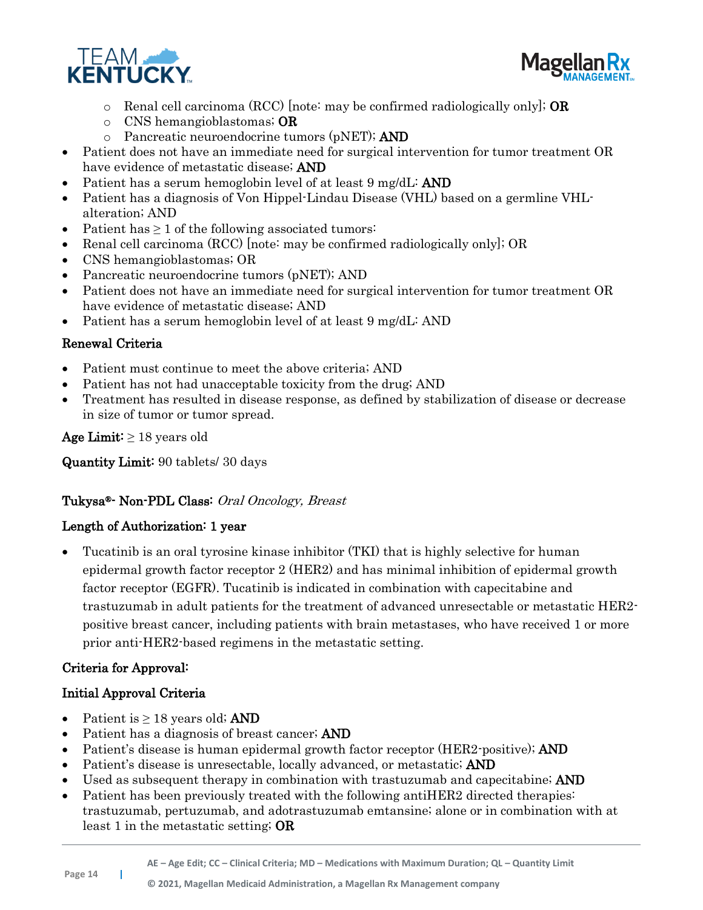- Renal cell carcinoma (RCC) [note: may be confirmed radiologically only]; **OR**
  - CNS hemangioblastomas; **OR**
  - Pancreatic neuroendocrine tumors (pNET); **AND**
- Patient does not have an immediate need for surgical intervention for tumor treatment OR have evidence of metastatic disease; **AND**
- Patient has a serum hemoglobin level of at least 9 mg/dL: **AND**
- Patient has a diagnosis of Von Hippel-Lindau Disease (VHL) based on a germline VHL-alteration; AND
- Patient has ≥ 1 of the following associated tumors:
- Renal cell carcinoma (RCC) [note: may be confirmed radiologically only]; OR
- CNS hemangioblastomas; OR
- Pancreatic neuroendocrine tumors (pNET); AND
- Patient does not have an immediate need for surgical intervention for tumor treatment OR have evidence of metastatic disease; AND
- Patient has a serum hemoglobin level of at least 9 mg/dL: AND

**Renewal Criteria**

- Patient must continue to meet the above criteria; AND
- Patient has not had unacceptable toxicity from the drug; AND
- Treatment has resulted in disease response, as defined by stabilization of disease or decrease in size of tumor or tumor spread.

**Age Limit:** ≥ 18 years old

**Quantity Limit:** 90 tablets/ 30 days

**Tukysa®- Non-PDL Class:** *Oral Oncology, Breast*

**Length of Authorization: 1 year**

- Tucatinib is an oral tyrosine kinase inhibitor (TKI) that is highly selective for human epidermal growth factor receptor 2 (HER2) and has minimal inhibition of epidermal growth factor receptor (EGFR). Tucatinib is indicated in combination with capecitabine and trastuzumab in adult patients for the treatment of advanced unresectable or metastatic HER2-positive breast cancer, including patients with brain metastases, who have received 1 or more prior anti-HER2-based regimens in the metastatic setting.

**Criteria for Approval:**

**Initial Approval Criteria**

- Patient is ≥ 18 years old; **AND**
- Patient has a diagnosis of breast cancer; **AND**
- Patient's disease is human epidermal growth factor receptor (HER2-positive); **AND**
- Patient's disease is unresectable, locally advanced, or metastatic; **AND**
- Used as subsequent therapy in combination with trastuzumab and capecitabine; **AND**
- Patient has been previously treated with the following antiHER2 directed therapies: trastuzumab, pertuzumab, and adotrastuzumab emtansine; alone or in combination with at least 1 in the metastatic setting; **OR**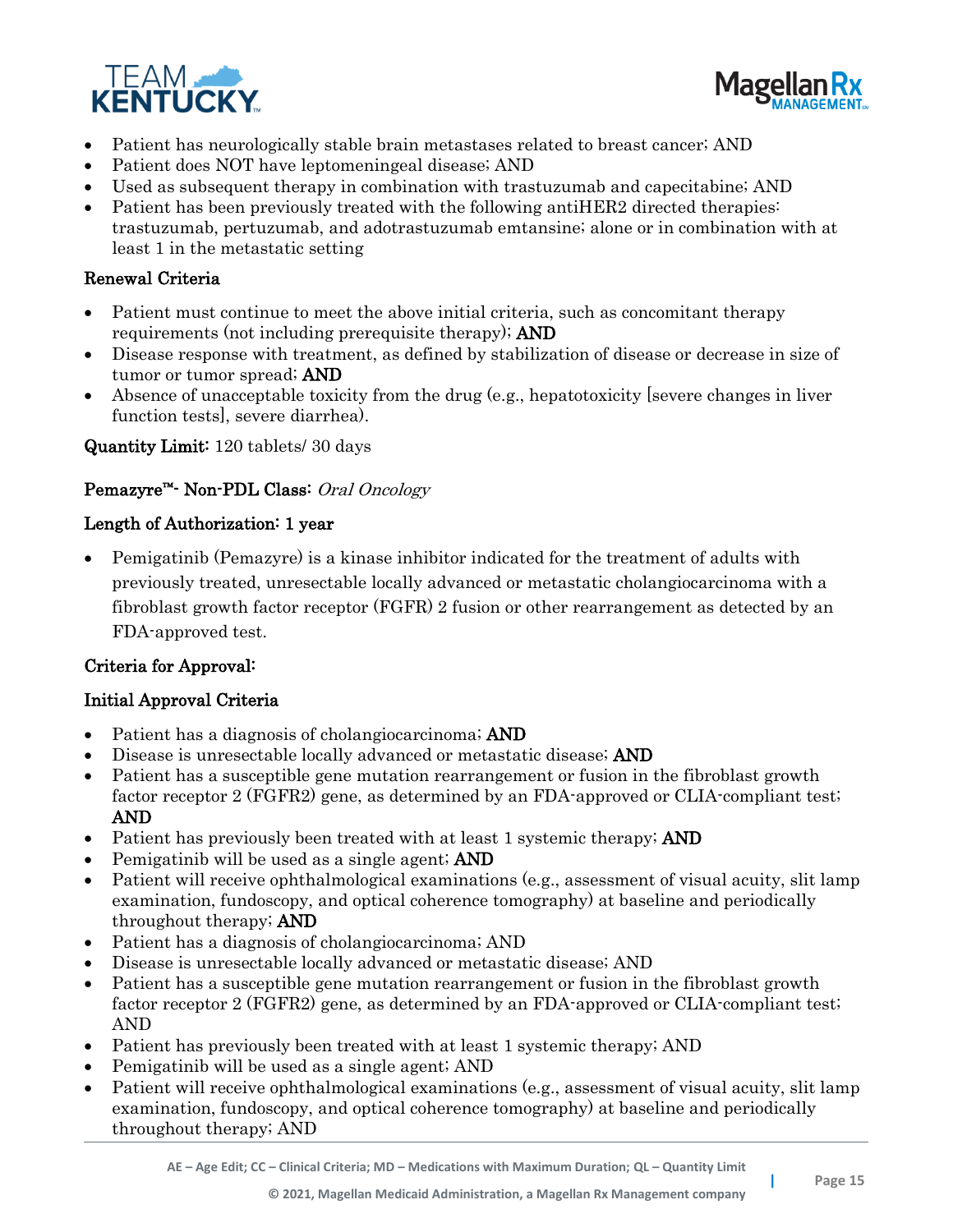- Patient has neurologically stable brain metastases related to breast cancer; AND
- Patient does NOT have leptomeningeal disease; AND
- Used as subsequent therapy in combination with trastuzumab and capecitabine; AND
- Patient has been previously treated with the following antiHER2 directed therapies: trastuzumab, pertuzumab, and adotrastuzumab emtansine; alone or in combination with at least 1 in the metastatic setting

**Renewal Criteria**

- Patient must continue to meet the above initial criteria, such as concomitant therapy requirements (not including prerequisite therapy); **AND**
- Disease response with treatment, as defined by stabilization of disease or decrease in size of tumor or tumor spread; **AND**
- Absence of unacceptable toxicity from the drug (e.g., hepatotoxicity [severe changes in liver function tests], severe diarrhea).

**Quantity Limit:** 120 tablets/ 30 days

**Pemazyre™- Non-PDL Class:** *Oral Oncology*

**Length of Authorization: 1 year**

- Pemigatinib (Pemazyre) is a kinase inhibitor indicated for the treatment of adults with previously treated, unresectable locally advanced or metastatic cholangiocarcinoma with a fibroblast growth factor receptor (FGFR) 2 fusion or other rearrangement as detected by an FDA-approved test.

**Criteria for Approval:**

**Initial Approval Criteria**

- Patient has a diagnosis of cholangiocarcinoma; **AND**
- Disease is unresectable locally advanced or metastatic disease; **AND**
- Patient has a susceptible gene mutation rearrangement or fusion in the fibroblast growth factor receptor 2 (FGFR2) gene, as determined by an FDA-approved or CLIA-compliant test; **AND**
- Patient has previously been treated with at least 1 systemic therapy; **AND**
- Pemigatinib will be used as a single agent; **AND**
- Patient will receive ophthalmological examinations (e.g., assessment of visual acuity, slit lamp examination, fundoscopy, and optical coherence tomography) at baseline and periodically throughout therapy; **AND**
- Patient has a diagnosis of cholangiocarcinoma; AND
- Disease is unresectable locally advanced or metastatic disease; AND
- Patient has a susceptible gene mutation rearrangement or fusion in the fibroblast growth factor receptor 2 (FGFR2) gene, as determined by an FDA-approved or CLIA-compliant test; AND
- Patient has previously been treated with at least 1 systemic therapy; AND
- Pemigatinib will be used as a single agent; AND
- Patient will receive ophthalmological examinations (e.g., assessment of visual acuity, slit lamp examination, fundoscopy, and optical coherence tomography) at baseline and periodically throughout therapy; AND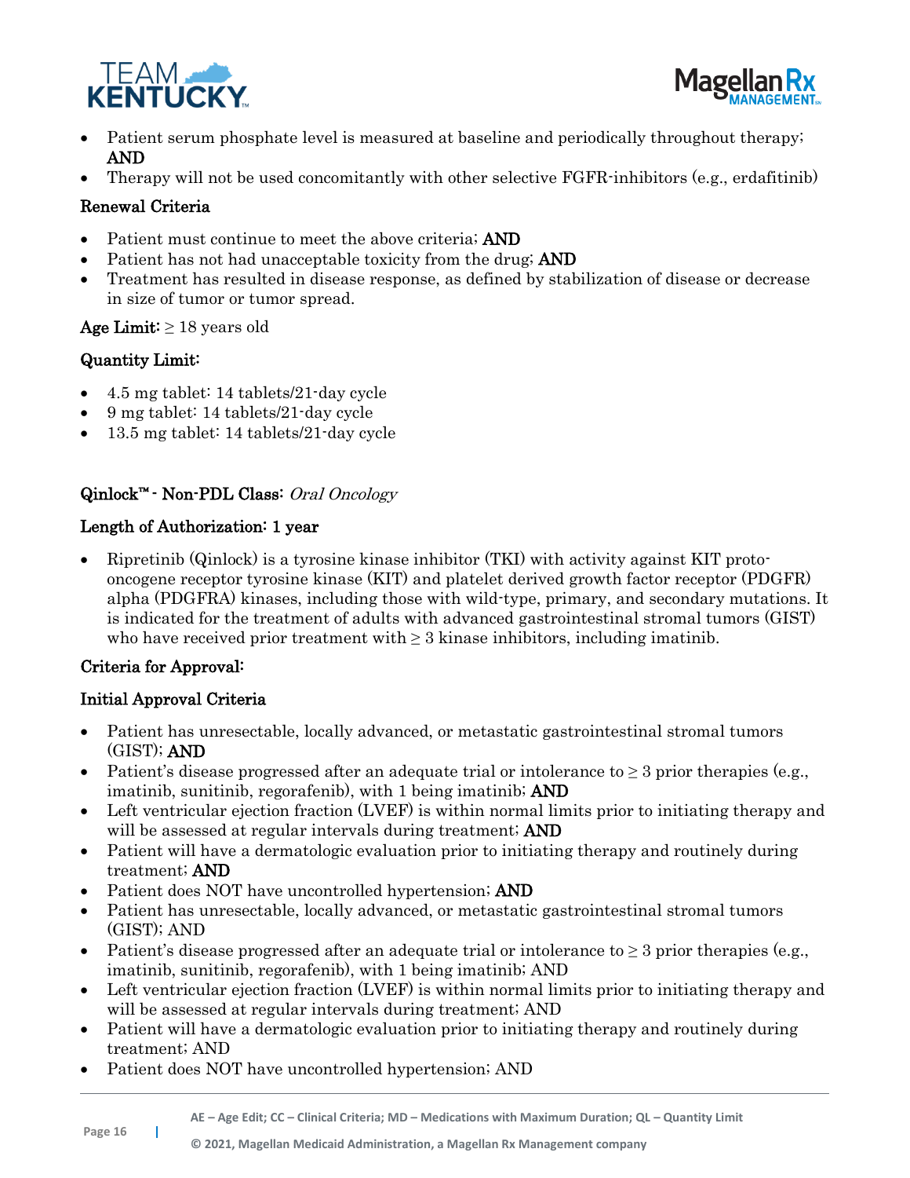- Patient serum phosphate level is measured at baseline and periodically throughout therapy; **AND**
- Therapy will not be used concomitantly with other selective FGFR-inhibitors (e.g., erdafitinib)

**Renewal Criteria**

- Patient must continue to meet the above criteria; **AND**
- Patient has not had unacceptable toxicity from the drug; **AND**
- Treatment has resulted in disease response, as defined by stabilization of disease or decrease in size of tumor or tumor spread.

**Age Limit:** ≥ 18 years old

**Quantity Limit:**

- 4.5 mg tablet: 14 tablets/21-day cycle
- 9 mg tablet: 14 tablets/21-day cycle
- 13.5 mg tablet: 14 tablets/21-day cycle

## Qinlock™ - Non-PDL Class: *Oral Oncology*

**Length of Authorization: 1 year**

- Ripretinib (Qinlock) is a tyrosine kinase inhibitor (TKI) with activity against KIT proto-oncogene receptor tyrosine kinase (KIT) and platelet derived growth factor receptor (PDGFR) alpha (PDGFRA) kinases, including those with wild-type, primary, and secondary mutations. It is indicated for the treatment of adults with advanced gastrointestinal stromal tumors (GIST) who have received prior treatment with ≥ 3 kinase inhibitors, including imatinib.

**Criteria for Approval:**

**Initial Approval Criteria**

- Patient has unresectable, locally advanced, or metastatic gastrointestinal stromal tumors (GIST); **AND**
- Patient's disease progressed after an adequate trial or intolerance to ≥ 3 prior therapies (e.g., imatinib, sunitinib, regorafenib), with 1 being imatinib; **AND**
- Left ventricular ejection fraction (LVEF) is within normal limits prior to initiating therapy and will be assessed at regular intervals during treatment; **AND**
- Patient will have a dermatologic evaluation prior to initiating therapy and routinely during treatment; **AND**
- Patient does NOT have uncontrolled hypertension; **AND**
- Patient has unresectable, locally advanced, or metastatic gastrointestinal stromal tumors (GIST); AND
- Patient's disease progressed after an adequate trial or intolerance to ≥ 3 prior therapies (e.g., imatinib, sunitinib, regorafenib), with 1 being imatinib; AND
- Left ventricular ejection fraction (LVEF) is within normal limits prior to initiating therapy and will be assessed at regular intervals during treatment; AND
- Patient will have a dermatologic evaluation prior to initiating therapy and routinely during treatment; AND
- Patient does NOT have uncontrolled hypertension; AND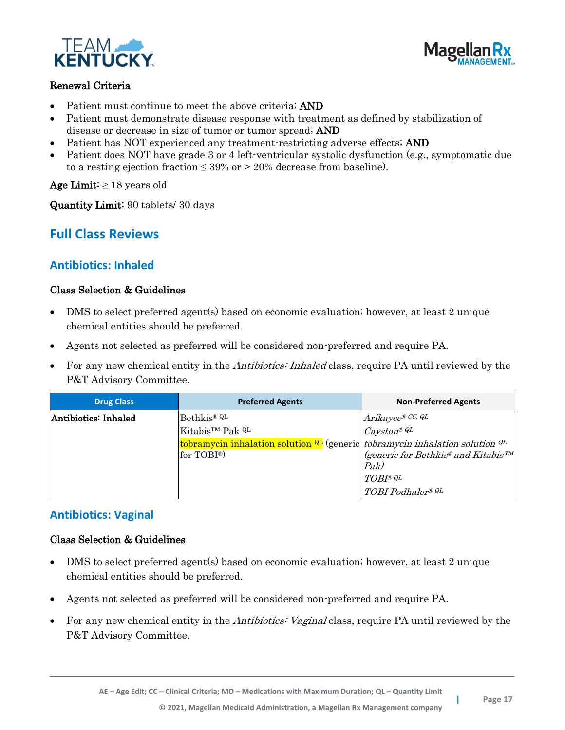Renewal Criteria

- Patient must continue to meet the above criteria; **AND**
- Patient must demonstrate disease response with treatment as defined by stabilization of disease or decrease in size of tumor or tumor spread; **AND**
- Patient has NOT experienced any treatment-restricting adverse effects; **AND**
- Patient does NOT have grade 3 or 4 left-ventricular systolic dysfunction (e.g., symptomatic due to a resting ejection fraction ≤ 39% or > 20% decrease from baseline).

**Age Limit:** ≥ 18 years old

**Quantity Limit:** 90 tablets/ 30 days

## Full Class Reviews

### Antibiotics: Inhaled

**Class Selection & Guidelines**

- DMS to select preferred agent(s) based on economic evaluation; however, at least 2 unique chemical entities should be preferred.
- Agents not selected as preferred will be considered non-preferred and require PA.
- For any new chemical entity in the *Antibiotics: Inhaled* class, require PA until reviewed by the P&T Advisory Committee.

| Drug Class | Preferred Agents | Non-Preferred Agents |
|---|---|---|
| Antibiotics: Inhaled | Bethkis® QL<br>Kitabis™ Pak QL<br>tobramycin inhalation solution QL (generic for TOBI®) | *Arikayce® CC, QL*<br>*Cayston® QL*<br>*tobramycin inhalation solution QL (generic for Bethkis® and Kitabis™ Pak)*<br>*TOBI® QL*<br>*TOBI Podhaler® QL* |

### Antibiotics: Vaginal

**Class Selection & Guidelines**

- DMS to select preferred agent(s) based on economic evaluation; however, at least 2 unique chemical entities should be preferred.
- Agents not selected as preferred will be considered non-preferred and require PA.
- For any new chemical entity in the *Antibiotics: Vaginal* class, require PA until reviewed by the P&T Advisory Committee.

AE – Age Edit; CC – Clinical Criteria; MD – Medications with Maximum Duration; QL – Quantity Limit

© 2021, Magellan Medicaid Administration, a Magellan Rx Management company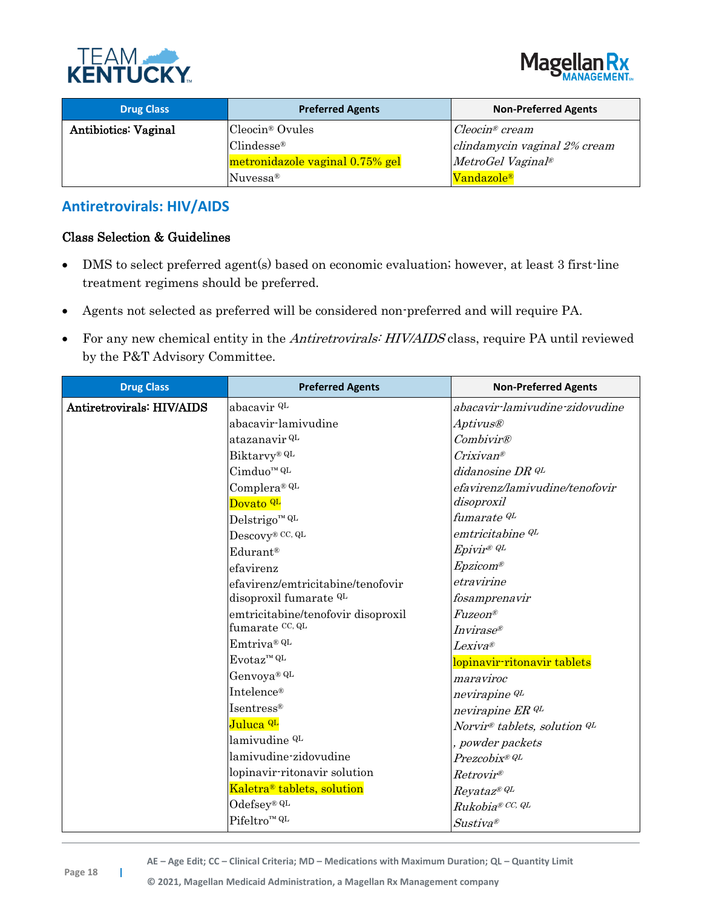| Drug Class | Preferred Agents | Non-Preferred Agents |
|---|---|---|
| **Antibiotics: Vaginal** | Cleocin® Ovules<br>Clindesse®<br>metronidazole vaginal 0.75% gel<br>Nuvessa® | *Cleocin® cream*<br>*clindamycin vaginal 2% cream*<br>*MetroGel Vaginal®*<br>Vandazole® |

## Antiretrovirals: HIV/AIDS

### Class Selection & Guidelines

- DMS to select preferred agent(s) based on economic evaluation; however, at least 3 first-line treatment regimens should be preferred.
- Agents not selected as preferred will be considered non-preferred and will require PA.
- For any new chemical entity in the *Antiretrovirals: HIV/AIDS* class, require PA until reviewed by the P&T Advisory Committee.

| Drug Class | Preferred Agents | Non-Preferred Agents |
|---|---|---|
| **Antiretrovirals: HIV/AIDS** | abacavir QL<br>abacavir-lamivudine<br>atazanavir QL<br>Biktarvy® QL<br>Cimduo™ QL<br>Complera® QL<br>Dovato QL<br>Delstrigo™ QL<br>Descovy® CC, QL<br>Edurant®<br>efavirenz<br>efavirenz/emtricitabine/tenofovir disoproxil fumarate QL<br>emtricitabine/tenofovir disoproxil fumarate CC, QL<br>Emtriva® QL<br>Evotaz™ QL<br>Genvoya® QL<br>Intelence®<br>Isentress®<br>Juluca QL<br>lamivudine QL<br>lamivudine-zidovudine<br>lopinavir-ritonavir solution<br>Kaletra® tablets, solution<br>Odefsey® QL<br>Pifeltro™ QL | *abacavir-lamivudine-zidovudine*<br>*Aptivus®*<br>*Combivir®*<br>*Crixivan®*<br>*didanosine DR QL*<br>*efavirenz/lamivudine/tenofovir disoproxil fumarate QL*<br>*emtricitabine QL*<br>*Epivir® QL*<br>*Epzicom®*<br>*etravirine*<br>*fosamprenavir*<br>*Fuzeon®*<br>*Invirase®*<br>*Lexiva®*<br>lopinavir-ritonavir tablets<br>*maraviroc*<br>*nevirapine QL*<br>*nevirapine ER QL*<br>*Norvir® tablets, solution QL, powder packets*<br>*Prezcobix® QL*<br>*Retrovir®*<br>*Reyataz® QL*<br>*Rukobia® CC, QL*<br>*Sustiva®* |

AE – Age Edit; CC – Clinical Criteria; MD – Medications with Maximum Duration; QL – Quantity Limit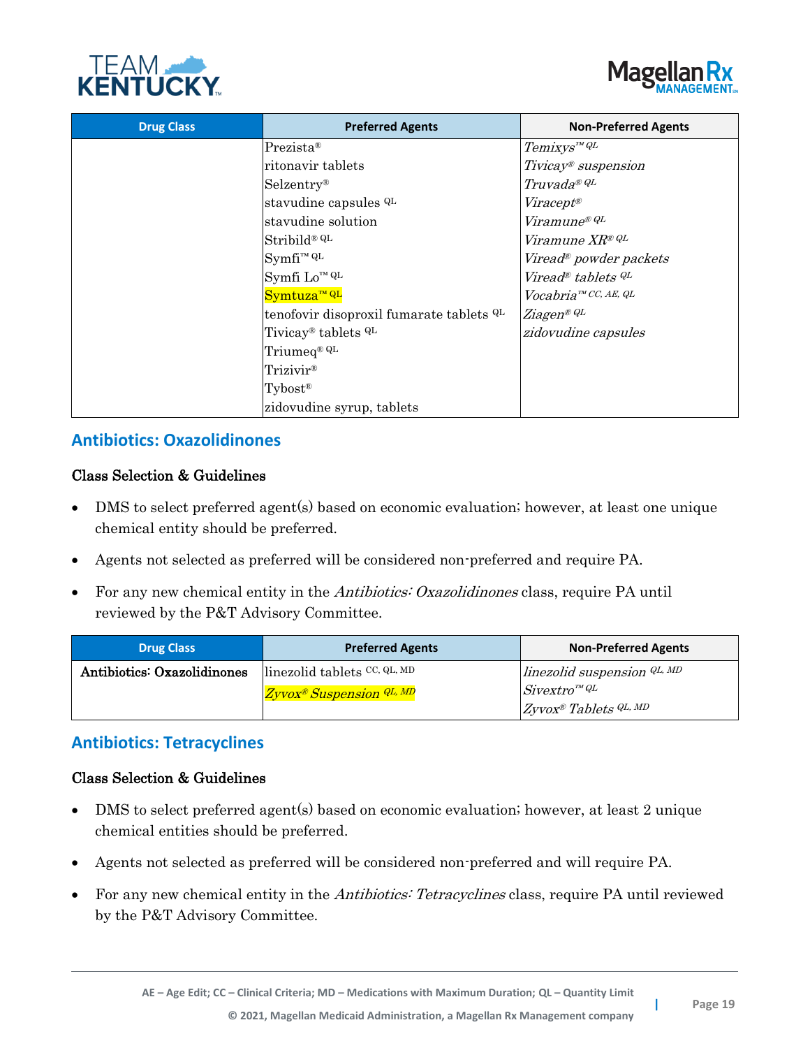| Drug Class | Preferred Agents | Non-Preferred Agents |
|---|---|---|
| | Prezista®<br>ritonavir tablets<br>Selzentry®<br>stavudine capsules QL<br>stavudine solution<br>Stribild® QL<br>Symfi™ QL<br>Symfi Lo™ QL<br>Symtuza™ QL<br>tenofovir disoproxil fumarate tablets QL<br>Tivicay® tablets QL<br>Triumeq® QL<br>Trizivir®<br>Tybost®<br>zidovudine syrup, tablets | *Temixys™ QL*<br>*Tivicay® suspension*<br>*Truvada® QL*<br>*Viracept®*<br>*Viramune® QL*<br>*Viramune XR® QL*<br>*Viread® powder packets*<br>*Viread® tablets QL*<br>*Vocabria™ CC, AE, QL*<br>*Ziagen® QL*<br>*zidovudine capsules* |

## Antibiotics: Oxazolidinones

### Class Selection & Guidelines

- DMS to select preferred agent(s) based on economic evaluation; however, at least one unique chemical entity should be preferred.
- Agents not selected as preferred will be considered non-preferred and require PA.
- For any new chemical entity in the *Antibiotics: Oxazolidinones* class, require PA until reviewed by the P&T Advisory Committee.

| Drug Class | Preferred Agents | Non-Preferred Agents |
|---|---|---|
| **Antibiotics: Oxazolidinones** | linezolid tablets CC, QL, MD<br>*Zyvox® Suspension QL, MD* | *linezolid suspension QL, MD*<br>*Sivextro™ QL*<br>*Zyvox® Tablets QL, MD* |

## Antibiotics: Tetracyclines

### Class Selection & Guidelines

- DMS to select preferred agent(s) based on economic evaluation; however, at least 2 unique chemical entities should be preferred.
- Agents not selected as preferred will be considered non-preferred and will require PA.
- For any new chemical entity in the *Antibiotics: Tetracyclines* class, require PA until reviewed by the P&T Advisory Committee.

AE – Age Edit; CC – Clinical Criteria; MD – Medications with Maximum Duration; QL – Quantity Limit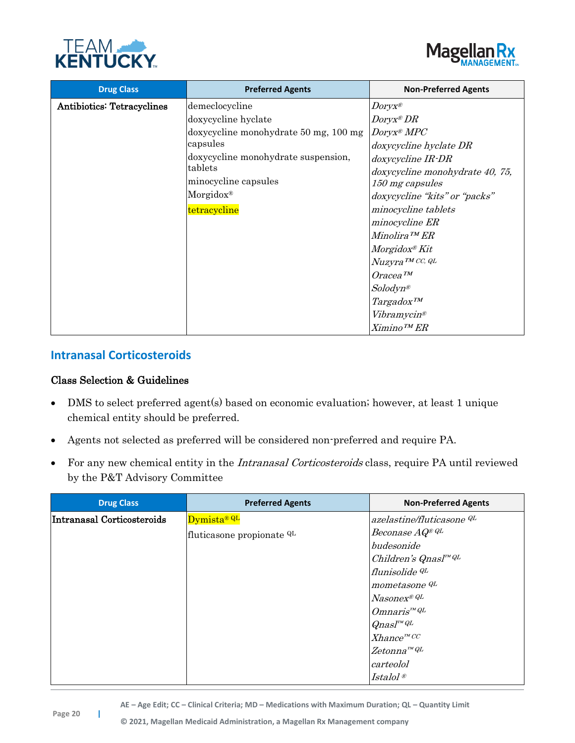| Drug Class | Preferred Agents | Non-Preferred Agents |
|---|---|---|
| **Antibiotics: Tetracyclines** | demeclocycline<br>doxycycline hyclate<br>doxycycline monohydrate 50 mg, 100 mg capsules<br>doxycycline monohydrate suspension, tablets<br>minocycline capsules<br>Morgidox®<br>tetracycline | *Doryx®*<br>*Doryx® DR*<br>*Doryx® MPC*<br>*doxycycline hyclate DR*<br>*doxycycline IR-DR*<br>*doxycycline monohydrate 40, 75, 150 mg capsules*<br>*doxycycline "kits" or "packs"*<br>*minocycline tablets*<br>*minocycline ER*<br>*Minolira™ ER*<br>*Morgidox® Kit*<br>*Nuzyra™ CC, QL*<br>*Oracea™*<br>*Solodyn®*<br>*Targadox™*<br>*Vibramycin®*<br>*Ximino™ ER* |

## Intranasal Corticosteroids

### Class Selection & Guidelines

- DMS to select preferred agent(s) based on economic evaluation; however, at least 1 unique chemical entity should be preferred.
- Agents not selected as preferred will be considered non-preferred and require PA.
- For any new chemical entity in the *Intranasal Corticosteroids* class, require PA until reviewed by the P&T Advisory Committee

| Drug Class | Preferred Agents | Non-Preferred Agents |
|---|---|---|
| **Intranasal Corticosteroids** | Dymista® QL<br>fluticasone propionate QL | *azelastine/fluticasone QL*<br>*Beconase AQ® QL*<br>*budesonide*<br>*Children's Qnasl™ QL*<br>*flunisolide QL*<br>*mometasone QL*<br>*Nasonex® QL*<br>*Omnaris™ QL*<br>*Qnasl™ QL*<br>*Xhance™ CC*<br>*Zetonna™ QL*<br>*carteolol*<br>*Istalol ®* |

AE – Age Edit; CC – Clinical Criteria; MD – Medications with Maximum Duration; QL – Quantity Limit

© 2021, Magellan Medicaid Administration, a Magellan Rx Management company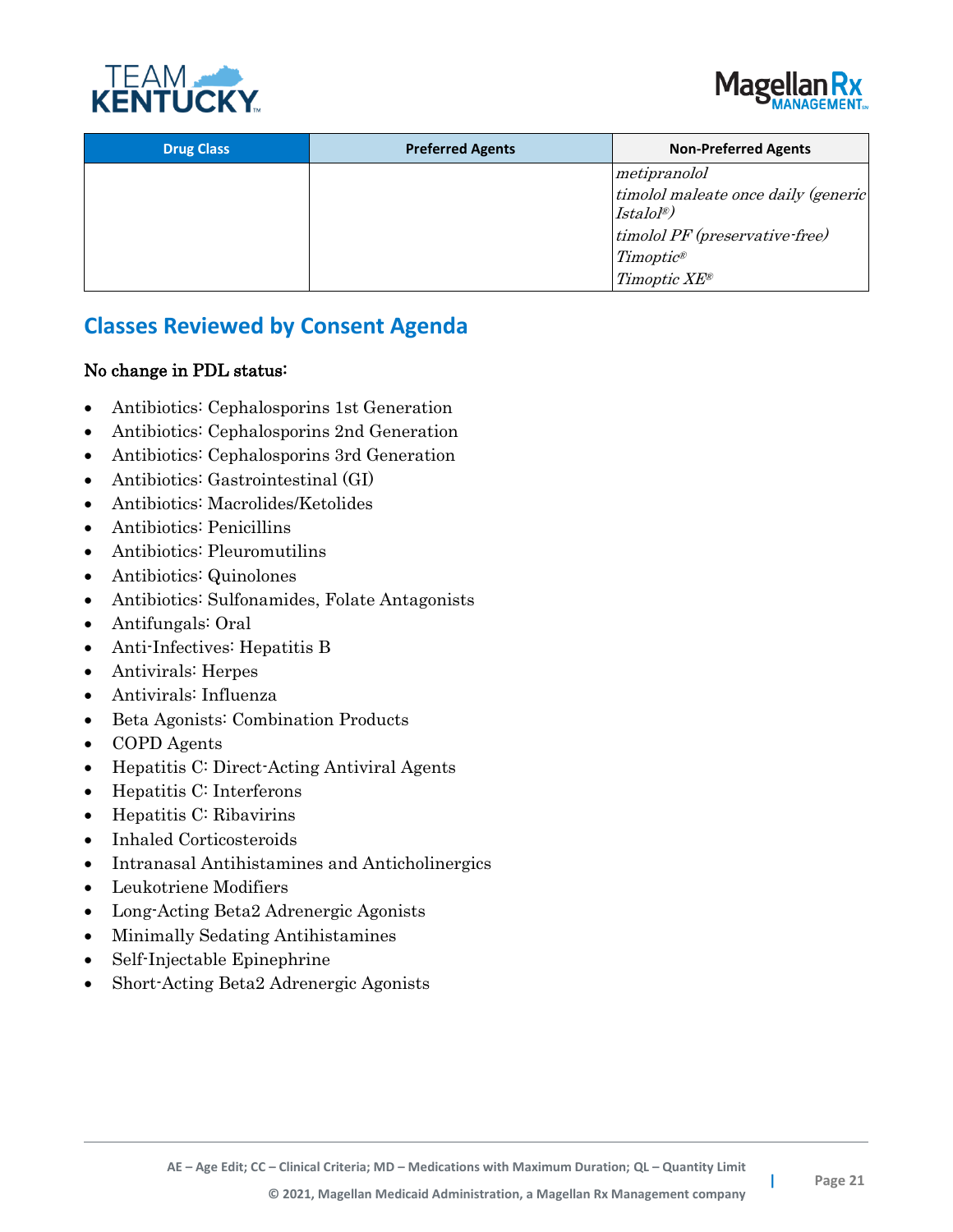| Drug Class | Preferred Agents | Non-Preferred Agents |
| --- | --- | --- |
| | | *metipranolol*<br>*timolol maleate once daily (generic Istalol®)*<br>*timolol PF (preservative-free)*<br>*Timoptic®*<br>*Timoptic XE®* |

## Classes Reviewed by Consent Agenda

No change in PDL status:

- Antibiotics: Cephalosporins 1st Generation
- Antibiotics: Cephalosporins 2nd Generation
- Antibiotics: Cephalosporins 3rd Generation
- Antibiotics: Gastrointestinal (GI)
- Antibiotics: Macrolides/Ketolides
- Antibiotics: Penicillins
- Antibiotics: Pleuromutilins
- Antibiotics: Quinolones
- Antibiotics: Sulfonamides, Folate Antagonists
- Antifungals: Oral
- Anti-Infectives: Hepatitis B
- Antivirals: Herpes
- Antivirals: Influenza
- Beta Agonists: Combination Products
- COPD Agents
- Hepatitis C: Direct-Acting Antiviral Agents
- Hepatitis C: Interferons
- Hepatitis C: Ribavirins
- Inhaled Corticosteroids
- Intranasal Antihistamines and Anticholinergics
- Leukotriene Modifiers
- Long-Acting Beta2 Adrenergic Agonists
- Minimally Sedating Antihistamines
- Self-Injectable Epinephrine
- Short-Acting Beta2 Adrenergic Agonists

AE – Age Edit; CC – Clinical Criteria; MD – Medications with Maximum Duration; QL – Quantity Limit

© 2021, Magellan Medicaid Administration, a Magellan Rx Management company